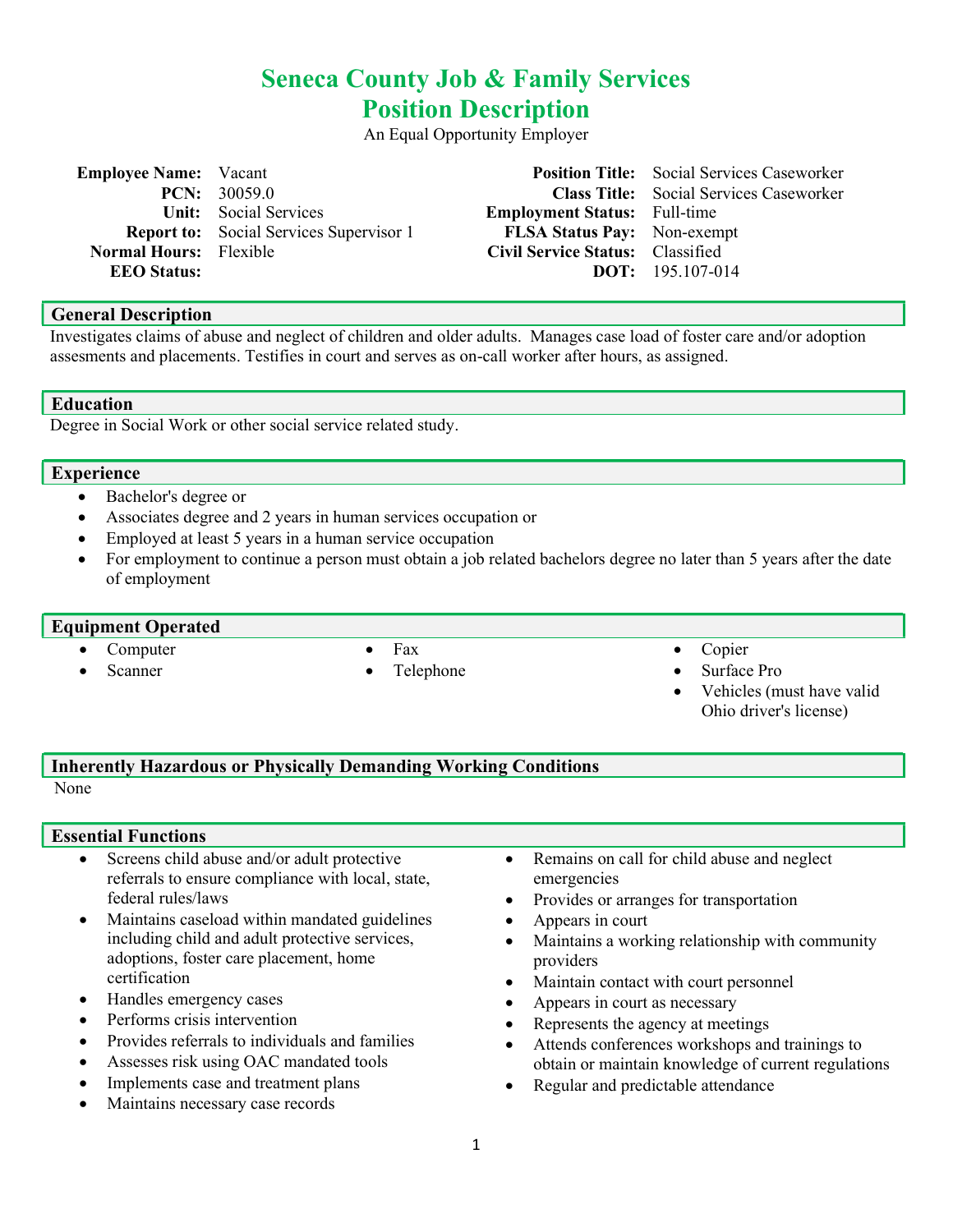# Seneca County Job & Family Services
# Position Description

An Equal Opportunity Employer

| | | | |
|---|---|---|---|
| **Employee Name:** | Vacant | **Position Title:** | Social Services Caseworker |
| **PCN:** | 30059.0 | **Class Title:** | Social Services Caseworker |
| **Unit:** | Social Services | **Employment Status:** | Full-time |
| **Report to:** | Social Services Supervisor 1 | **FLSA Status Pay:** | Non-exempt |
| **Normal Hours:** | Flexible | **Civil Service Status:** | Classified |
| **EEO Status:** | | **DOT:** | 195.107-014 |

## General Description

Investigates claims of abuse and neglect of children and older adults. Manages case load of foster care and/or adoption assesments and placements. Testifies in court and serves as on-call worker after hours, as assigned.

## Education

Degree in Social Work or other social service related study.

## Experience

- Bachelor's degree or
- Associates degree and 2 years in human services occupation or
- Employed at least 5 years in a human service occupation
- For employment to continue a person must obtain a job related bachelors degree no later than 5 years after the date of employment

## Equipment Operated

- Computer
- Scanner
- Fax
- Telephone
- Copier
- Surface Pro
- Vehicles (must have valid Ohio driver's license)

## Inherently Hazardous or Physically Demanding Working Conditions

None

## Essential Functions

- Screens child abuse and/or adult protective referrals to ensure compliance with local, state, federal rules/laws
- Maintains caseload within mandated guidelines including child and adult protective services, adoptions, foster care placement, home certification
- Handles emergency cases
- Performs crisis intervention
- Provides referrals to individuals and families
- Assesses risk using OAC mandated tools
- Implements case and treatment plans
- Maintains necessary case records
- Remains on call for child abuse and neglect emergencies
- Provides or arranges for transportation
- Appears in court
- Maintains a working relationship with community providers
- Maintain contact with court personnel
- Appears in court as necessary
- Represents the agency at meetings
- Attends conferences workshops and trainings to obtain or maintain knowledge of current regulations
- Regular and predictable attendance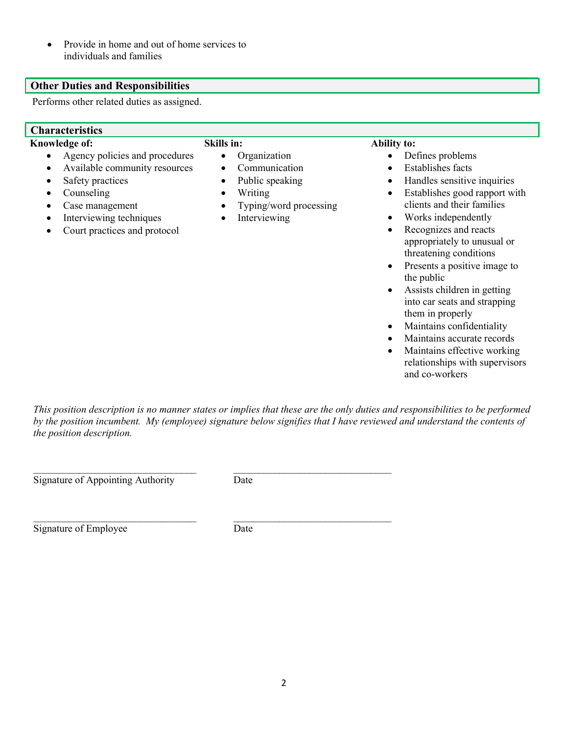- Provide in home and out of home services to individuals and families

## Other Duties and Responsibilities

Performs other related duties as assigned.

## Characteristics

**Knowledge of:**

- Agency policies and procedures
- Available community resources
- Safety practices
- Counseling
- Case management
- Interviewing techniques
- Court practices and protocol

**Skills in:**

- Organization
- Communication
- Public speaking
- Writing
- Typing/word processing
- Interviewing

**Ability to:**

- Defines problems
- Establishes facts
- Handles sensitive inquiries
- Establishes good rapport with clients and their families
- Works independently
- Recognizes and reacts appropriately to unusual or threatening conditions
- Presents a positive image to the public
- Assists children in getting into car seats and strapping them in properly
- Maintains confidentiality
- Maintains accurate records
- Maintains effective working relationships with supervisors and co-workers

*This position description is no manner states or implies that these are the only duties and responsibilities to be performed by the position incumbent. My (employee) signature below signifies that I have reviewed and understand the contents of the position description.*

_________________________________ _______________________________

Signature of Appointing Authority Date

_________________________________ _______________________________

Signature of Employee Date